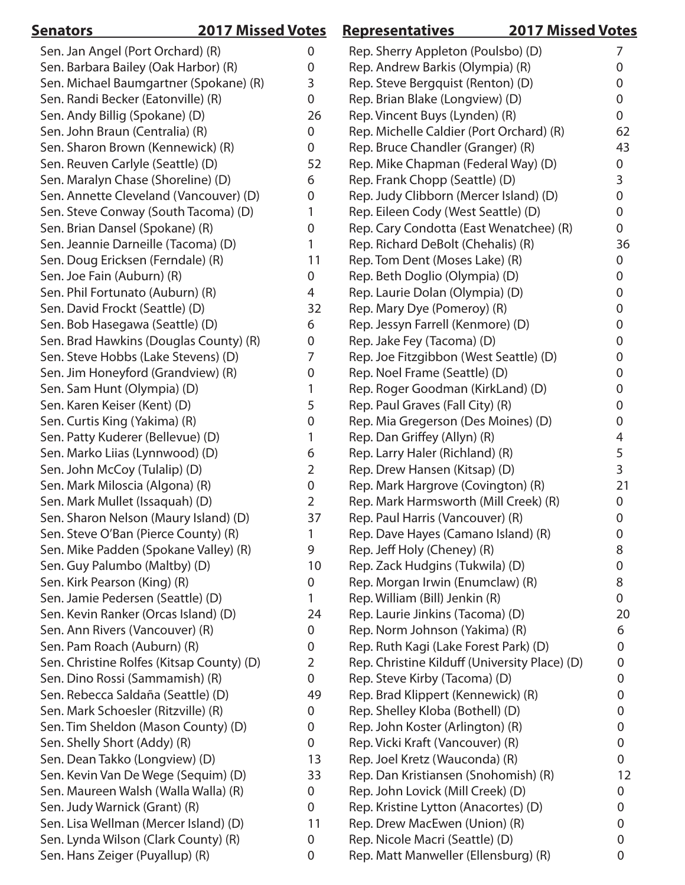| Senators | 2017 Missed Votes |
|---|---|
| Sen. Jan Angel (Port Orchard) (R) | 0 |
| Sen. Barbara Bailey (Oak Harbor) (R) | 0 |
| Sen. Michael Baumgartner (Spokane) (R) | 3 |
| Sen. Randi Becker (Eatonville) (R) | 0 |
| Sen. Andy Billig (Spokane) (D) | 26 |
| Sen. John Braun (Centralia) (R) | 0 |
| Sen. Sharon Brown (Kennewick) (R) | 0 |
| Sen. Reuven Carlyle (Seattle) (D) | 52 |
| Sen. Maralyn Chase (Shoreline) (D) | 6 |
| Sen. Annette Cleveland (Vancouver) (D) | 0 |
| Sen. Steve Conway (South Tacoma) (D) | 1 |
| Sen. Brian Dansel (Spokane) (R) | 0 |
| Sen. Jeannie Darneille (Tacoma) (D) | 1 |
| Sen. Doug Ericksen (Ferndale) (R) | 11 |
| Sen. Joe Fain (Auburn) (R) | 0 |
| Sen. Phil Fortunato (Auburn) (R) | 4 |
| Sen. David Frockt (Seattle) (D) | 32 |
| Sen. Bob Hasegawa (Seattle) (D) | 6 |
| Sen. Brad Hawkins (Douglas County) (R) | 0 |
| Sen. Steve Hobbs (Lake Stevens) (D) | 7 |
| Sen. Jim Honeyford (Grandview) (R) | 0 |
| Sen. Sam Hunt (Olympia) (D) | 1 |
| Sen. Karen Keiser (Kent) (D) | 5 |
| Sen. Curtis King (Yakima) (R) | 0 |
| Sen. Patty Kuderer (Bellevue) (D) | 1 |
| Sen. Marko Liias (Lynnwood) (D) | 6 |
| Sen. John McCoy (Tulalip) (D) | 2 |
| Sen. Mark Miloscia (Algona) (R) | 0 |
| Sen. Mark Mullet (Issaquah) (D) | 2 |
| Sen. Sharon Nelson (Maury Island) (D) | 37 |
| Sen. Steve O'Ban (Pierce County) (R) | 1 |
| Sen. Mike Padden (Spokane Valley) (R) | 9 |
| Sen. Guy Palumbo (Maltby) (D) | 10 |
| Sen. Kirk Pearson (King) (R) | 0 |
| Sen. Jamie Pedersen (Seattle) (D) | 1 |
| Sen. Kevin Ranker (Orcas Island) (D) | 24 |
| Sen. Ann Rivers (Vancouver) (R) | 0 |
| Sen. Pam Roach (Auburn) (R) | 0 |
| Sen. Christine Rolfes (Kitsap County) (D) | 2 |
| Sen. Dino Rossi (Sammamish) (R) | 0 |
| Sen. Rebecca Saldaña (Seattle) (D) | 49 |
| Sen. Mark Schoesler (Ritzville) (R) | 0 |
| Sen. Tim Sheldon (Mason County) (D) | 0 |
| Sen. Shelly Short (Addy) (R) | 0 |
| Sen. Dean Takko (Longview) (D) | 13 |
| Sen. Kevin Van De Wege (Sequim) (D) | 33 |
| Sen. Maureen Walsh (Walla Walla) (R) | 0 |
| Sen. Judy Warnick (Grant) (R) | 0 |
| Sen. Lisa Wellman (Mercer Island) (D) | 11 |
| Sen. Lynda Wilson (Clark County) (R) | 0 |
| Sen. Hans Zeiger (Puyallup) (R) | 0 |

| Representatives | 2017 Missed Votes |
|---|---|
| Rep. Sherry Appleton (Poulsbo) (D) | 7 |
| Rep. Andrew Barkis (Olympia) (R) | 0 |
| Rep. Steve Bergquist (Renton) (D) | 0 |
| Rep. Brian Blake (Longview) (D) | 0 |
| Rep. Vincent Buys (Lynden) (R) | 0 |
| Rep. Michelle Caldier (Port Orchard) (R) | 62 |
| Rep. Bruce Chandler (Granger) (R) | 43 |
| Rep. Mike Chapman (Federal Way) (D) | 0 |
| Rep. Frank Chopp (Seattle) (D) | 3 |
| Rep. Judy Clibborn (Mercer Island) (D) | 0 |
| Rep. Eileen Cody (West Seattle) (D) | 0 |
| Rep. Cary Condotta (East Wenatchee) (R) | 0 |
| Rep. Richard DeBolt (Chehalis) (R) | 36 |
| Rep. Tom Dent (Moses Lake) (R) | 0 |
| Rep. Beth Doglio (Olympia) (D) | 0 |
| Rep. Laurie Dolan (Olympia) (D) | 0 |
| Rep. Mary Dye (Pomeroy) (R) | 0 |
| Rep. Jessyn Farrell (Kenmore) (D) | 0 |
| Rep. Jake Fey (Tacoma) (D) | 0 |
| Rep. Joe Fitzgibbon (West Seattle) (D) | 0 |
| Rep. Noel Frame (Seattle) (D) | 0 |
| Rep. Roger Goodman (KirkLand) (D) | 0 |
| Rep. Paul Graves (Fall City) (R) | 0 |
| Rep. Mia Gregerson (Des Moines) (D) | 0 |
| Rep. Dan Griffey (Allyn) (R) | 4 |
| Rep. Larry Haler (Richland) (R) | 5 |
| Rep. Drew Hansen (Kitsap) (D) | 3 |
| Rep. Mark Hargrove (Covington) (R) | 21 |
| Rep. Mark Harmsworth (Mill Creek) (R) | 0 |
| Rep. Paul Harris (Vancouver) (R) | 0 |
| Rep. Dave Hayes (Camano Island) (R) | 0 |
| Rep. Jeff Holy (Cheney) (R) | 8 |
| Rep. Zack Hudgins (Tukwila) (D) | 0 |
| Rep. Morgan Irwin (Enumclaw) (R) | 8 |
| Rep. William (Bill) Jenkin (R) | 0 |
| Rep. Laurie Jinkins (Tacoma) (D) | 20 |
| Rep. Norm Johnson (Yakima) (R) | 6 |
| Rep. Ruth Kagi (Lake Forest Park) (D) | 0 |
| Rep. Christine Kilduff (University Place) (D) | 0 |
| Rep. Steve Kirby (Tacoma) (D) | 0 |
| Rep. Brad Klippert (Kennewick) (R) | 0 |
| Rep. Shelley Kloba (Bothell) (D) | 0 |
| Rep. John Koster (Arlington) (R) | 0 |
| Rep. Vicki Kraft (Vancouver) (R) | 0 |
| Rep. Joel Kretz (Wauconda) (R) | 0 |
| Rep. Dan Kristiansen (Snohomish) (R) | 12 |
| Rep. John Lovick (Mill Creek) (D) | 0 |
| Rep. Kristine Lytton (Anacortes) (D) | 0 |
| Rep. Drew MacEwen (Union) (R) | 0 |
| Rep. Nicole Macri (Seattle) (D) | 0 |
| Rep. Matt Manweller (Ellensburg) (R) | 0 |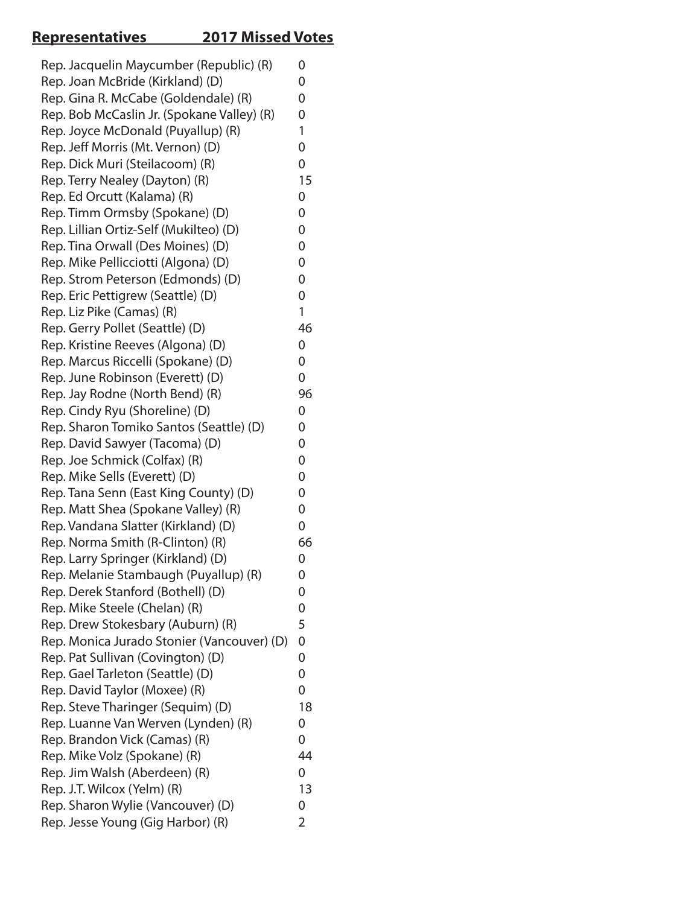| Representatives | 2017 Missed Votes |
| --- | --- |
| Rep. Jacquelin Maycumber (Republic) (R) | 0 |
| Rep. Joan McBride (Kirkland) (D) | 0 |
| Rep. Gina R. McCabe (Goldendale) (R) | 0 |
| Rep. Bob McCaslin Jr. (Spokane Valley) (R) | 0 |
| Rep. Joyce McDonald (Puyallup) (R) | 1 |
| Rep. Jeff Morris (Mt. Vernon) (D) | 0 |
| Rep. Dick Muri (Steilacoom) (R) | 0 |
| Rep. Terry Nealey (Dayton) (R) | 15 |
| Rep. Ed Orcutt (Kalama) (R) | 0 |
| Rep. Timm Ormsby (Spokane) (D) | 0 |
| Rep. Lillian Ortiz-Self (Mukilteo) (D) | 0 |
| Rep. Tina Orwall (Des Moines) (D) | 0 |
| Rep. Mike Pellicciotti (Algona) (D) | 0 |
| Rep. Strom Peterson (Edmonds) (D) | 0 |
| Rep. Eric Pettigrew (Seattle) (D) | 0 |
| Rep. Liz Pike (Camas) (R) | 1 |
| Rep. Gerry Pollet (Seattle) (D) | 46 |
| Rep. Kristine Reeves (Algona) (D) | 0 |
| Rep. Marcus Riccelli (Spokane) (D) | 0 |
| Rep. June Robinson (Everett) (D) | 0 |
| Rep. Jay Rodne (North Bend) (R) | 96 |
| Rep. Cindy Ryu (Shoreline) (D) | 0 |
| Rep. Sharon Tomiko Santos (Seattle) (D) | 0 |
| Rep. David Sawyer (Tacoma) (D) | 0 |
| Rep. Joe Schmick (Colfax) (R) | 0 |
| Rep. Mike Sells (Everett) (D) | 0 |
| Rep. Tana Senn (East King County) (D) | 0 |
| Rep. Matt Shea (Spokane Valley) (R) | 0 |
| Rep. Vandana Slatter (Kirkland) (D) | 0 |
| Rep. Norma Smith (R-Clinton) (R) | 66 |
| Rep. Larry Springer (Kirkland) (D) | 0 |
| Rep. Melanie Stambaugh (Puyallup) (R) | 0 |
| Rep. Derek Stanford (Bothell) (D) | 0 |
| Rep. Mike Steele (Chelan) (R) | 0 |
| Rep. Drew Stokesbary (Auburn) (R) | 5 |
| Rep. Monica Jurado Stonier (Vancouver) (D) | 0 |
| Rep. Pat Sullivan (Covington) (D) | 0 |
| Rep. Gael Tarleton (Seattle) (D) | 0 |
| Rep. David Taylor (Moxee) (R) | 0 |
| Rep. Steve Tharinger (Sequim) (D) | 18 |
| Rep. Luanne Van Werven (Lynden) (R) | 0 |
| Rep. Brandon Vick (Camas) (R) | 0 |
| Rep. Mike Volz (Spokane) (R) | 44 |
| Rep. Jim Walsh (Aberdeen) (R) | 0 |
| Rep. J.T. Wilcox (Yelm) (R) | 13 |
| Rep. Sharon Wylie (Vancouver) (D) | 0 |
| Rep. Jesse Young (Gig Harbor) (R) | 2 |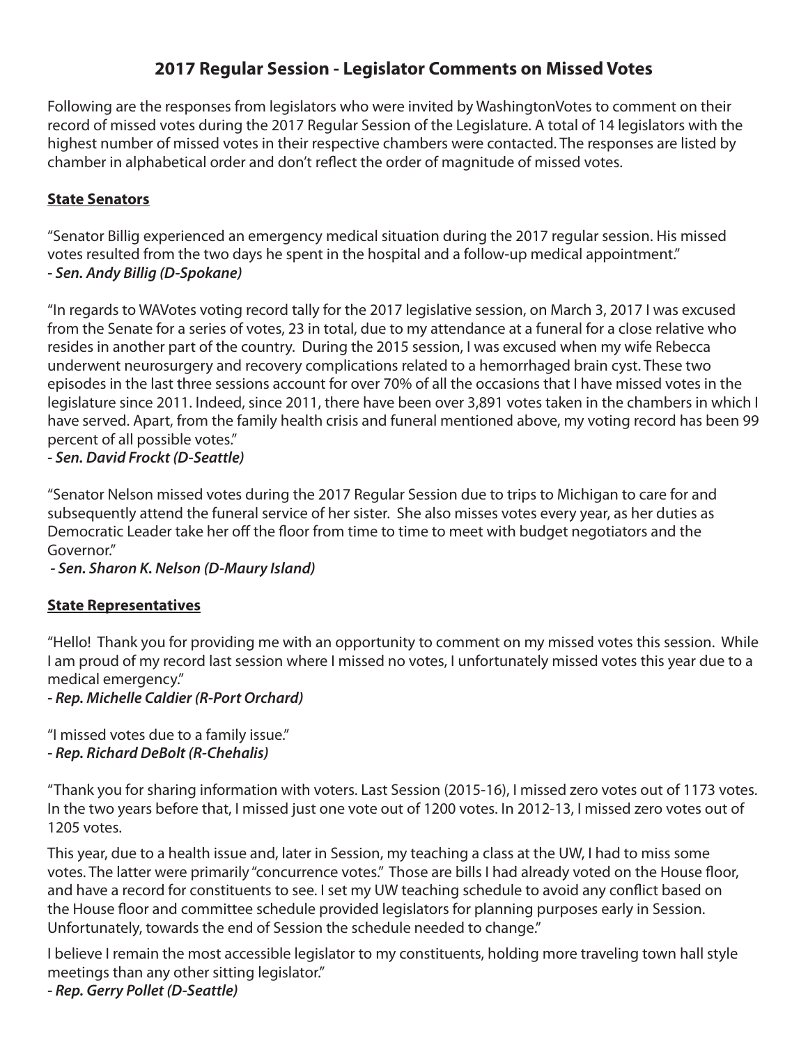# 2017 Regular Session - Legislator Comments on Missed Votes

Following are the responses from legislators who were invited by WashingtonVotes to comment on their record of missed votes during the 2017 Regular Session of the Legislature. A total of 14 legislators with the highest number of missed votes in their respective chambers were contacted. The responses are listed by chamber in alphabetical order and don't reflect the order of magnitude of missed votes.

## State Senators

"Senator Billig experienced an emergency medical situation during the 2017 regular session. His missed votes resulted from the two days he spent in the hospital and a follow-up medical appointment."
***- Sen. Andy Billig (D-Spokane)***

"In regards to WAVotes voting record tally for the 2017 legislative session, on March 3, 2017 I was excused from the Senate for a series of votes, 23 in total, due to my attendance at a funeral for a close relative who resides in another part of the country. During the 2015 session, I was excused when my wife Rebecca underwent neurosurgery and recovery complications related to a hemorrhaged brain cyst. These two episodes in the last three sessions account for over 70% of all the occasions that I have missed votes in the legislature since 2011. Indeed, since 2011, there have been over 3,891 votes taken in the chambers in which I have served. Apart, from the family health crisis and funeral mentioned above, my voting record has been 99 percent of all possible votes."
***- Sen. David Frockt (D-Seattle)***

"Senator Nelson missed votes during the 2017 Regular Session due to trips to Michigan to care for and subsequently attend the funeral service of her sister. She also misses votes every year, as her duties as Democratic Leader take her off the floor from time to time to meet with budget negotiators and the Governor."
***- Sen. Sharon K. Nelson (D-Maury Island)***

## State Representatives

"Hello! Thank you for providing me with an opportunity to comment on my missed votes this session. While I am proud of my record last session where I missed no votes, I unfortunately missed votes this year due to a medical emergency."
***- Rep. Michelle Caldier (R-Port Orchard)***

"I missed votes due to a family issue."
***- Rep. Richard DeBolt (R-Chehalis)***

"Thank you for sharing information with voters. Last Session (2015-16), I missed zero votes out of 1173 votes. In the two years before that, I missed just one vote out of 1200 votes. In 2012-13, I missed zero votes out of 1205 votes.

This year, due to a health issue and, later in Session, my teaching a class at the UW, I had to miss some votes. The latter were primarily "concurrence votes." Those are bills I had already voted on the House floor, and have a record for constituents to see. I set my UW teaching schedule to avoid any conflict based on the House floor and committee schedule provided legislators for planning purposes early in Session. Unfortunately, towards the end of Session the schedule needed to change."

I believe I remain the most accessible legislator to my constituents, holding more traveling town hall style meetings than any other sitting legislator."
***- Rep. Gerry Pollet (D-Seattle)***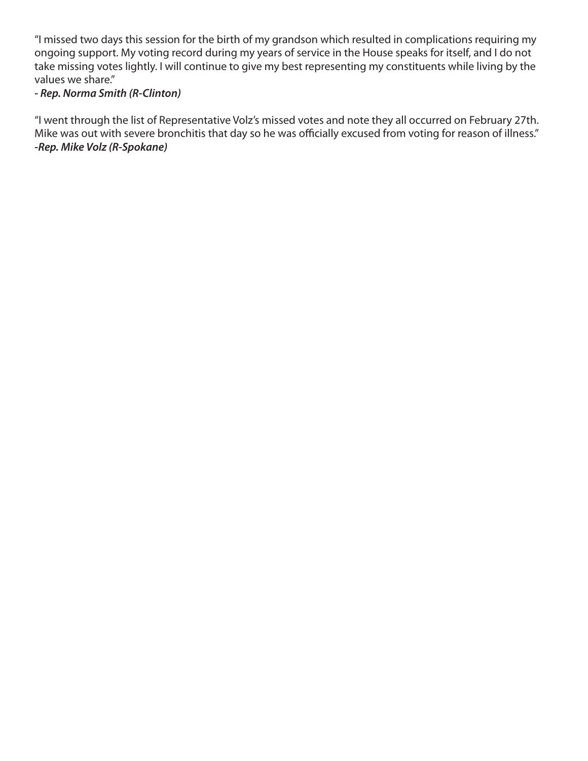"I missed two days this session for the birth of my grandson which resulted in complications requiring my ongoing support. My voting record during my years of service in the House speaks for itself, and I do not take missing votes lightly. I will continue to give my best representing my constituents while living by the values we share."

***- Rep. Norma Smith (R-Clinton)***

"I went through the list of Representative Volz's missed votes and note they all occurred on February 27th. Mike was out with severe bronchitis that day so he was officially excused from voting for reason of illness."

***-Rep. Mike Volz (R-Spokane)***